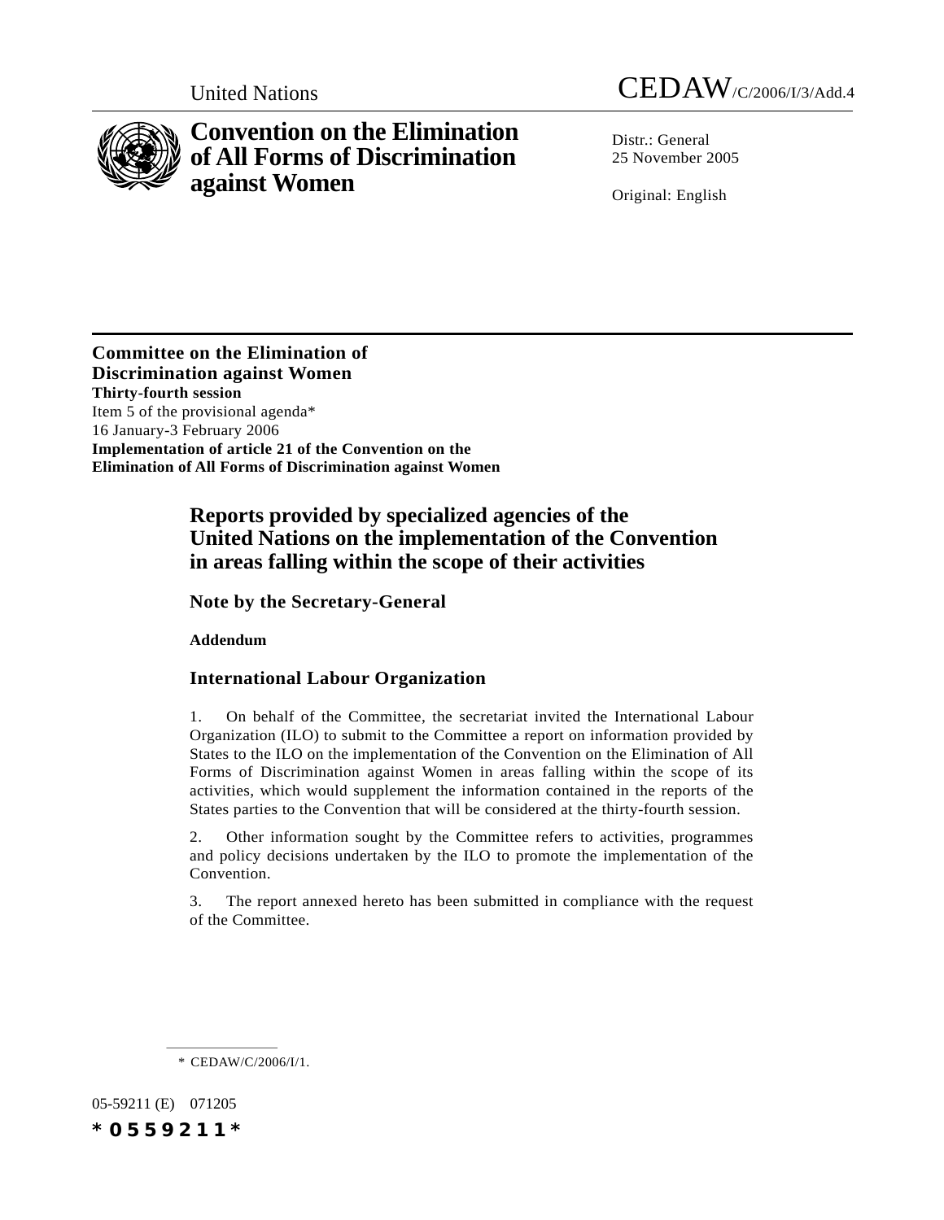United Nations CEDAW/C/2006/I/3/Add.4

# Convention on the Elimination of All Forms of Discrimination against Women

Distr.: General
25 November 2005

Original: English

**Committee on the Elimination of Discrimination against Women**
**Thirty-fourth session**
Item 5 of the provisional agenda*
16 January-3 February 2006
**Implementation of article 21 of the Convention on the Elimination of All Forms of Discrimination against Women**

## Reports provided by specialized agencies of the United Nations on the implementation of the Convention in areas falling within the scope of their activities

### Note by the Secretary-General

**Addendum**

### International Labour Organization

1. On behalf of the Committee, the secretariat invited the International Labour Organization (ILO) to submit to the Committee a report on information provided by States to the ILO on the implementation of the Convention on the Elimination of All Forms of Discrimination against Women in areas falling within the scope of its activities, which would supplement the information contained in the reports of the States parties to the Convention that will be considered at the thirty-fourth session.

2. Other information sought by the Committee refers to activities, programmes and policy decisions undertaken by the ILO to promote the implementation of the Convention.

3. The report annexed hereto has been submitted in compliance with the request of the Committee.

\* CEDAW/C/2006/I/1.

05-59211 (E) 071205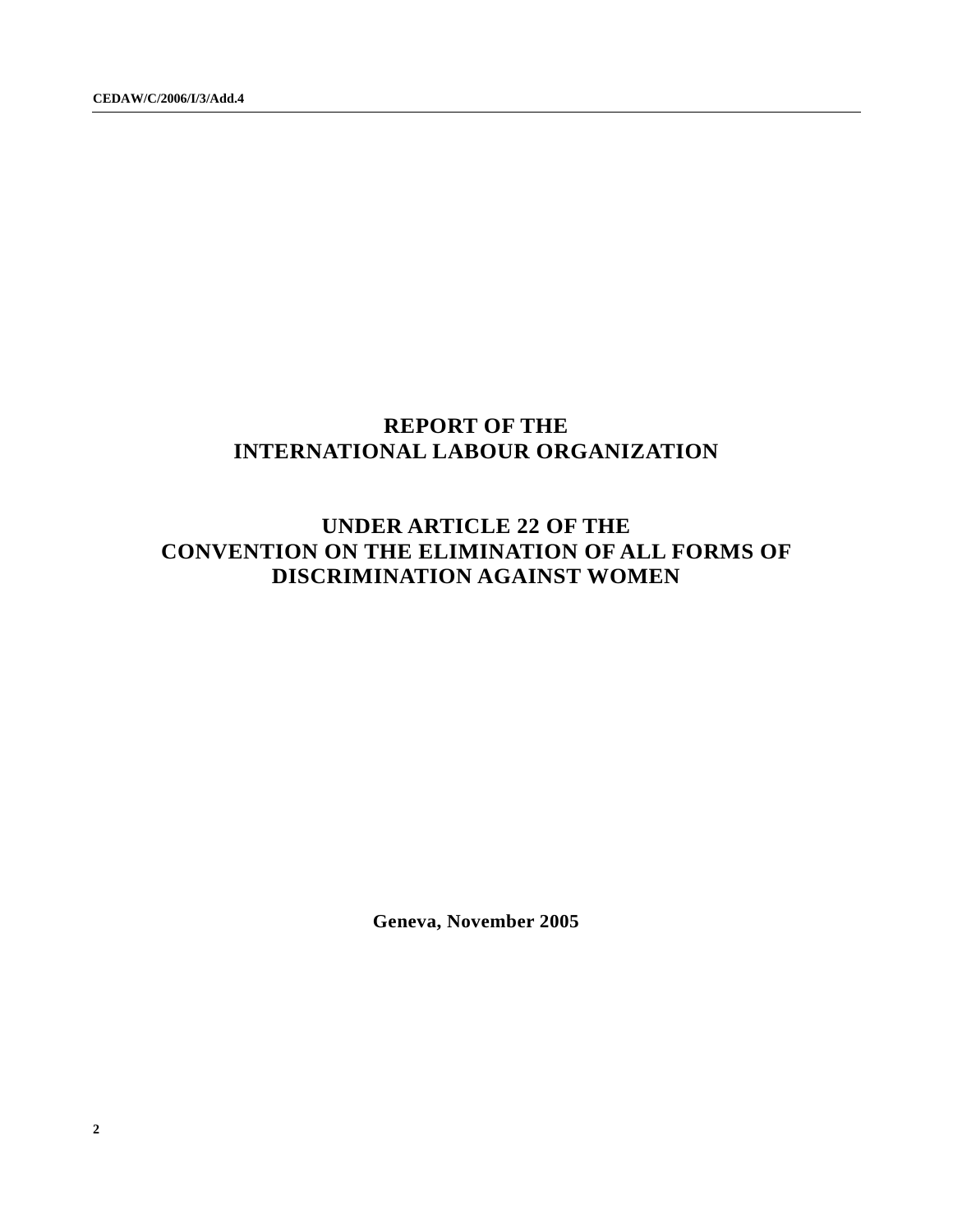# REPORT OF THE INTERNATIONAL LABOUR ORGANIZATION

## UNDER ARTICLE 22 OF THE CONVENTION ON THE ELIMINATION OF ALL FORMS OF DISCRIMINATION AGAINST WOMEN

**Geneva, November 2005**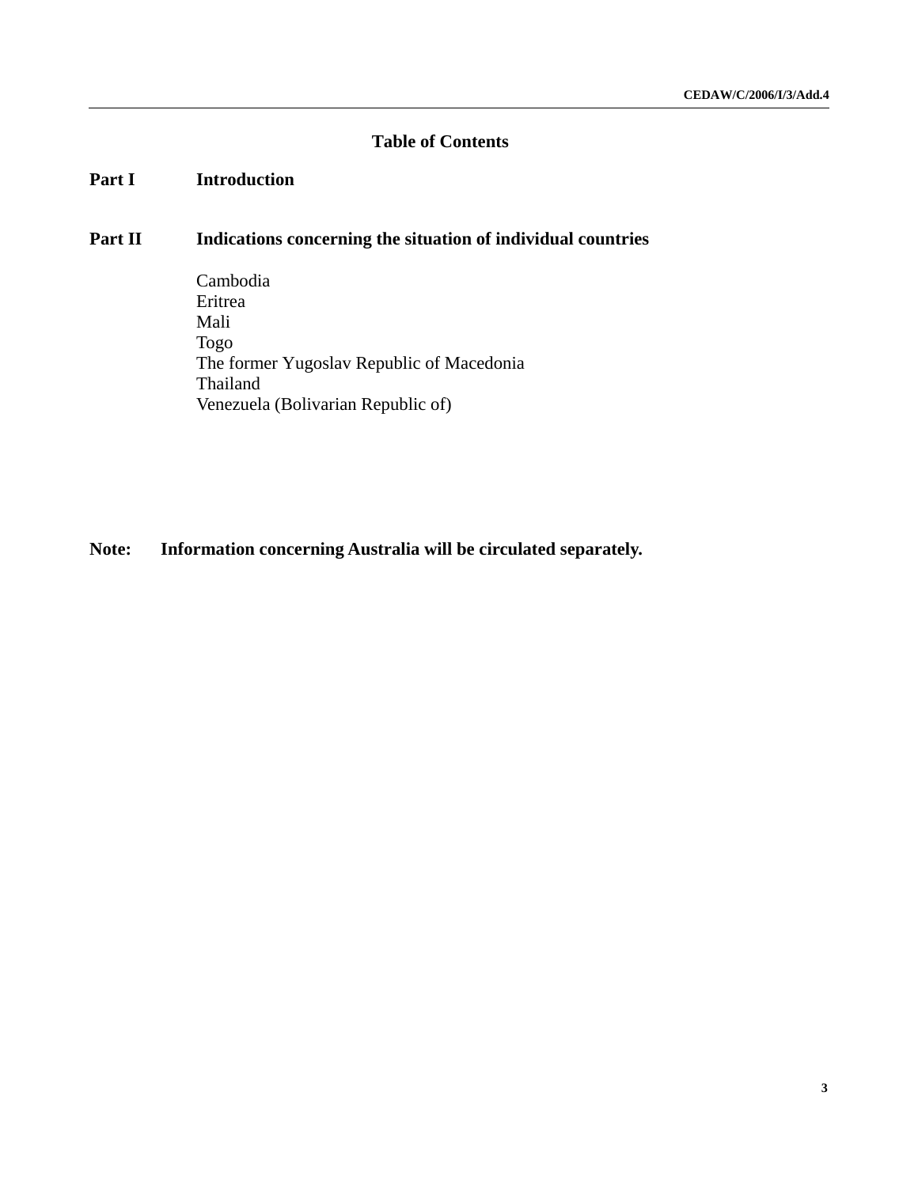# Table of Contents

**Part I** **Introduction**

**Part II** **Indications concerning the situation of individual countries**

Cambodia
Eritrea
Mali
Togo
The former Yugoslav Republic of Macedonia
Thailand
Venezuela (Bolivarian Republic of)

**Note:** **Information concerning Australia will be circulated separately.**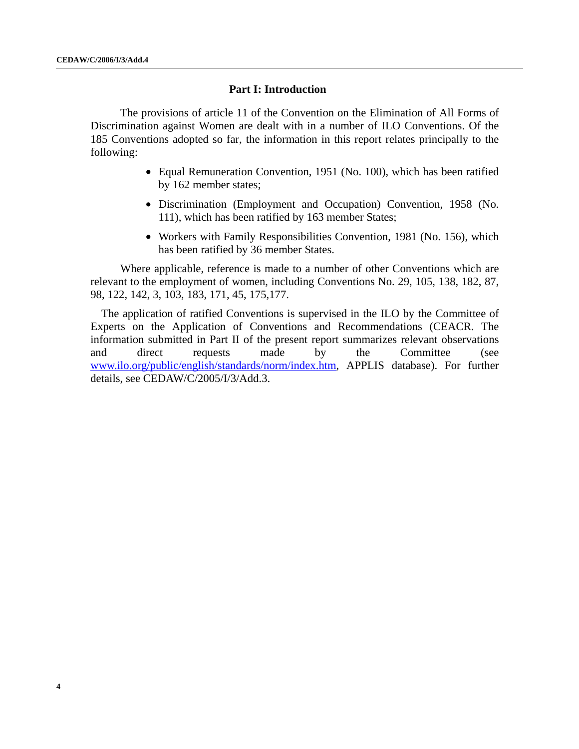## Part I: Introduction

The provisions of article 11 of the Convention on the Elimination of All Forms of Discrimination against Women are dealt with in a number of ILO Conventions. Of the 185 Conventions adopted so far, the information in this report relates principally to the following:

- Equal Remuneration Convention, 1951 (No. 100), which has been ratified by 162 member states;
- Discrimination (Employment and Occupation) Convention, 1958 (No. 111), which has been ratified by 163 member States;
- Workers with Family Responsibilities Convention, 1981 (No. 156), which has been ratified by 36 member States.

Where applicable, reference is made to a number of other Conventions which are relevant to the employment of women, including Conventions No. 29, 105, 138, 182, 87, 98, 122, 142, 3, 103, 183, 171, 45, 175,177.

The application of ratified Conventions is supervised in the ILO by the Committee of Experts on the Application of Conventions and Recommendations (CEACR. The information submitted in Part II of the present report summarizes relevant observations and direct requests made by the Committee (see www.ilo.org/public/english/standards/norm/index.htm, APPLIS database). For further details, see CEDAW/C/2005/I/3/Add.3.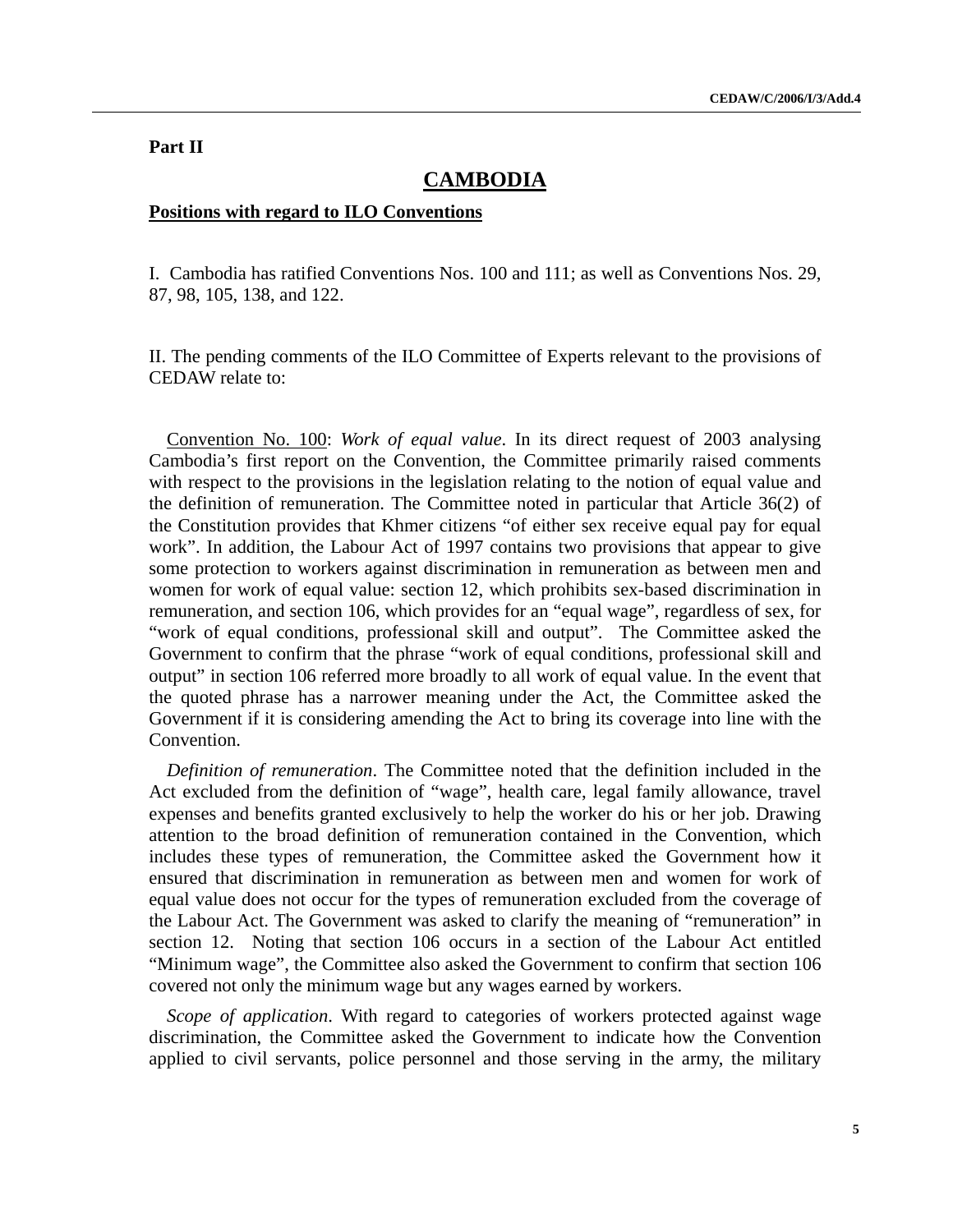**Part II**

# CAMBODIA

## Positions with regard to ILO Conventions

I. Cambodia has ratified Conventions Nos. 100 and 111; as well as Conventions Nos. 29, 87, 98, 105, 138, and 122.

II. The pending comments of the ILO Committee of Experts relevant to the provisions of CEDAW relate to:

Convention No. 100: *Work of equal value*. In its direct request of 2003 analysing Cambodia's first report on the Convention, the Committee primarily raised comments with respect to the provisions in the legislation relating to the notion of equal value and the definition of remuneration. The Committee noted in particular that Article 36(2) of the Constitution provides that Khmer citizens "of either sex receive equal pay for equal work". In addition, the Labour Act of 1997 contains two provisions that appear to give some protection to workers against discrimination in remuneration as between men and women for work of equal value: section 12, which prohibits sex-based discrimination in remuneration, and section 106, which provides for an "equal wage", regardless of sex, for "work of equal conditions, professional skill and output". The Committee asked the Government to confirm that the phrase "work of equal conditions, professional skill and output" in section 106 referred more broadly to all work of equal value. In the event that the quoted phrase has a narrower meaning under the Act, the Committee asked the Government if it is considering amending the Act to bring its coverage into line with the Convention.

*Definition of remuneration*. The Committee noted that the definition included in the Act excluded from the definition of "wage", health care, legal family allowance, travel expenses and benefits granted exclusively to help the worker do his or her job. Drawing attention to the broad definition of remuneration contained in the Convention, which includes these types of remuneration, the Committee asked the Government how it ensured that discrimination in remuneration as between men and women for work of equal value does not occur for the types of remuneration excluded from the coverage of the Labour Act. The Government was asked to clarify the meaning of "remuneration" in section 12. Noting that section 106 occurs in a section of the Labour Act entitled "Minimum wage", the Committee also asked the Government to confirm that section 106 covered not only the minimum wage but any wages earned by workers.

*Scope of application*. With regard to categories of workers protected against wage discrimination, the Committee asked the Government to indicate how the Convention applied to civil servants, police personnel and those serving in the army, the military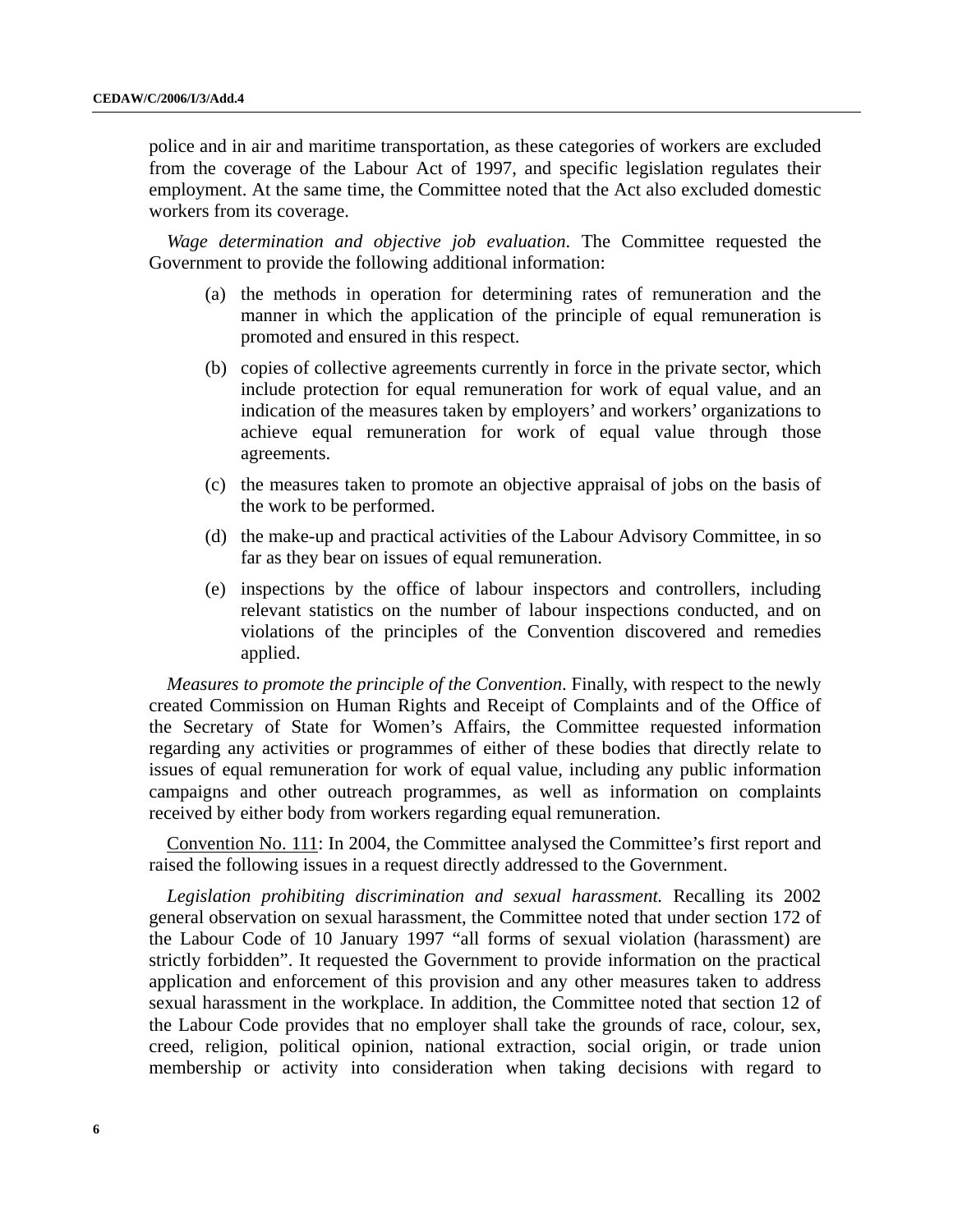police and in air and maritime transportation, as these categories of workers are excluded from the coverage of the Labour Act of 1997, and specific legislation regulates their employment. At the same time, the Committee noted that the Act also excluded domestic workers from its coverage.

*Wage determination and objective job evaluation*. The Committee requested the Government to provide the following additional information:

(a) the methods in operation for determining rates of remuneration and the manner in which the application of the principle of equal remuneration is promoted and ensured in this respect.

(b) copies of collective agreements currently in force in the private sector, which include protection for equal remuneration for work of equal value, and an indication of the measures taken by employers' and workers' organizations to achieve equal remuneration for work of equal value through those agreements.

(c) the measures taken to promote an objective appraisal of jobs on the basis of the work to be performed.

(d) the make-up and practical activities of the Labour Advisory Committee, in so far as they bear on issues of equal remuneration.

(e) inspections by the office of labour inspectors and controllers, including relevant statistics on the number of labour inspections conducted, and on violations of the principles of the Convention discovered and remedies applied.

*Measures to promote the principle of the Convention*. Finally, with respect to the newly created Commission on Human Rights and Receipt of Complaints and of the Office of the Secretary of State for Women's Affairs, the Committee requested information regarding any activities or programmes of either of these bodies that directly relate to issues of equal remuneration for work of equal value, including any public information campaigns and other outreach programmes, as well as information on complaints received by either body from workers regarding equal remuneration.

Convention No. 111: In 2004, the Committee analysed the Committee's first report and raised the following issues in a request directly addressed to the Government.

*Legislation prohibiting discrimination and sexual harassment.* Recalling its 2002 general observation on sexual harassment, the Committee noted that under section 172 of the Labour Code of 10 January 1997 "all forms of sexual violation (harassment) are strictly forbidden". It requested the Government to provide information on the practical application and enforcement of this provision and any other measures taken to address sexual harassment in the workplace. In addition, the Committee noted that section 12 of the Labour Code provides that no employer shall take the grounds of race, colour, sex, creed, religion, political opinion, national extraction, social origin, or trade union membership or activity into consideration when taking decisions with regard to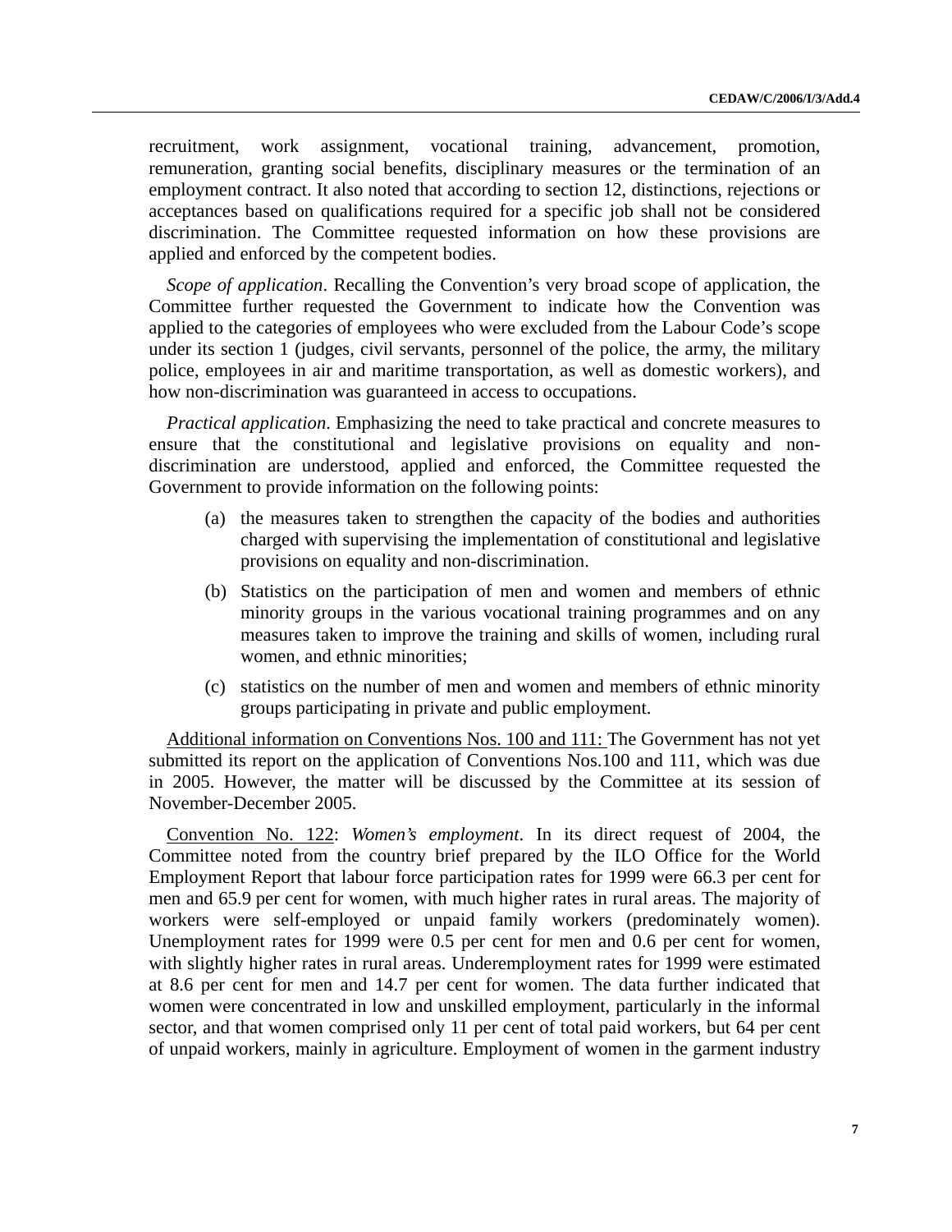recruitment, work assignment, vocational training, advancement, promotion, remuneration, granting social benefits, disciplinary measures or the termination of an employment contract. It also noted that according to section 12, distinctions, rejections or acceptances based on qualifications required for a specific job shall not be considered discrimination. The Committee requested information on how these provisions are applied and enforced by the competent bodies.

*Scope of application*. Recalling the Convention's very broad scope of application, the Committee further requested the Government to indicate how the Convention was applied to the categories of employees who were excluded from the Labour Code's scope under its section 1 (judges, civil servants, personnel of the police, the army, the military police, employees in air and maritime transportation, as well as domestic workers), and how non-discrimination was guaranteed in access to occupations.

*Practical application*. Emphasizing the need to take practical and concrete measures to ensure that the constitutional and legislative provisions on equality and non-discrimination are understood, applied and enforced, the Committee requested the Government to provide information on the following points:

(a) the measures taken to strengthen the capacity of the bodies and authorities charged with supervising the implementation of constitutional and legislative provisions on equality and non-discrimination.

(b) Statistics on the participation of men and women and members of ethnic minority groups in the various vocational training programmes and on any measures taken to improve the training and skills of women, including rural women, and ethnic minorities;

(c) statistics on the number of men and women and members of ethnic minority groups participating in private and public employment.

<u>Additional information on Conventions Nos. 100 and 111:</u> The Government has not yet submitted its report on the application of Conventions Nos.100 and 111, which was due in 2005. However, the matter will be discussed by the Committee at its session of November-December 2005.

<u>Convention No. 122</u>: *Women's employment*. In its direct request of 2004, the Committee noted from the country brief prepared by the ILO Office for the World Employment Report that labour force participation rates for 1999 were 66.3 per cent for men and 65.9 per cent for women, with much higher rates in rural areas. The majority of workers were self-employed or unpaid family workers (predominately women). Unemployment rates for 1999 were 0.5 per cent for men and 0.6 per cent for women, with slightly higher rates in rural areas. Underemployment rates for 1999 were estimated at 8.6 per cent for men and 14.7 per cent for women. The data further indicated that women were concentrated in low and unskilled employment, particularly in the informal sector, and that women comprised only 11 per cent of total paid workers, but 64 per cent of unpaid workers, mainly in agriculture. Employment of women in the garment industry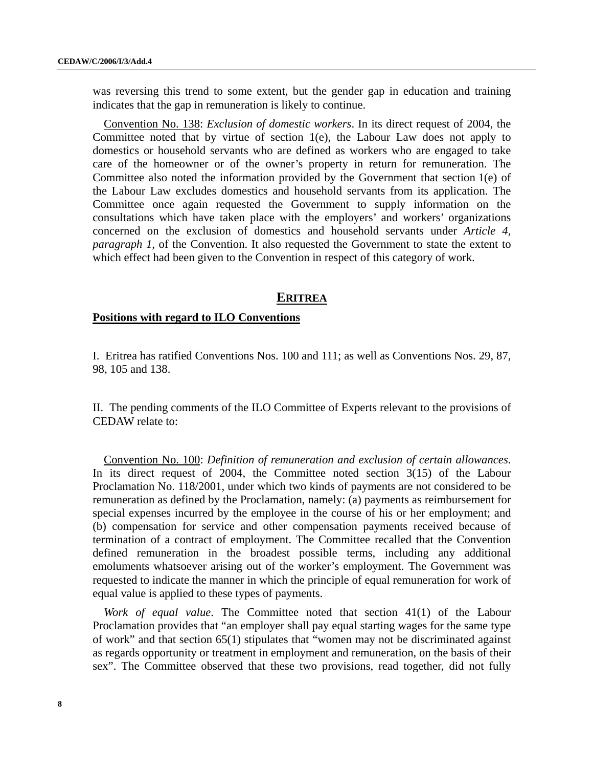was reversing this trend to some extent, but the gender gap in education and training indicates that the gap in remuneration is likely to continue.

Convention No. 138: *Exclusion of domestic workers*. In its direct request of 2004, the Committee noted that by virtue of section 1(e), the Labour Law does not apply to domestics or household servants who are defined as workers who are engaged to take care of the homeowner or of the owner's property in return for remuneration. The Committee also noted the information provided by the Government that section 1(e) of the Labour Law excludes domestics and household servants from its application. The Committee once again requested the Government to supply information on the consultations which have taken place with the employers' and workers' organizations concerned on the exclusion of domestics and household servants under *Article 4, paragraph 1,* of the Convention. It also requested the Government to state the extent to which effect had been given to the Convention in respect of this category of work.

## ERITREA

**Positions with regard to ILO Conventions**

I. Eritrea has ratified Conventions Nos. 100 and 111; as well as Conventions Nos. 29, 87, 98, 105 and 138.

II. The pending comments of the ILO Committee of Experts relevant to the provisions of CEDAW relate to:

Convention No. 100: *Definition of remuneration and exclusion of certain allowances*. In its direct request of 2004, the Committee noted section 3(15) of the Labour Proclamation No. 118/2001, under which two kinds of payments are not considered to be remuneration as defined by the Proclamation, namely: (a) payments as reimbursement for special expenses incurred by the employee in the course of his or her employment; and (b) compensation for service and other compensation payments received because of termination of a contract of employment. The Committee recalled that the Convention defined remuneration in the broadest possible terms, including any additional emoluments whatsoever arising out of the worker's employment. The Government was requested to indicate the manner in which the principle of equal remuneration for work of equal value is applied to these types of payments.

*Work of equal value*. The Committee noted that section 41(1) of the Labour Proclamation provides that "an employer shall pay equal starting wages for the same type of work" and that section 65(1) stipulates that "women may not be discriminated against as regards opportunity or treatment in employment and remuneration, on the basis of their sex". The Committee observed that these two provisions, read together, did not fully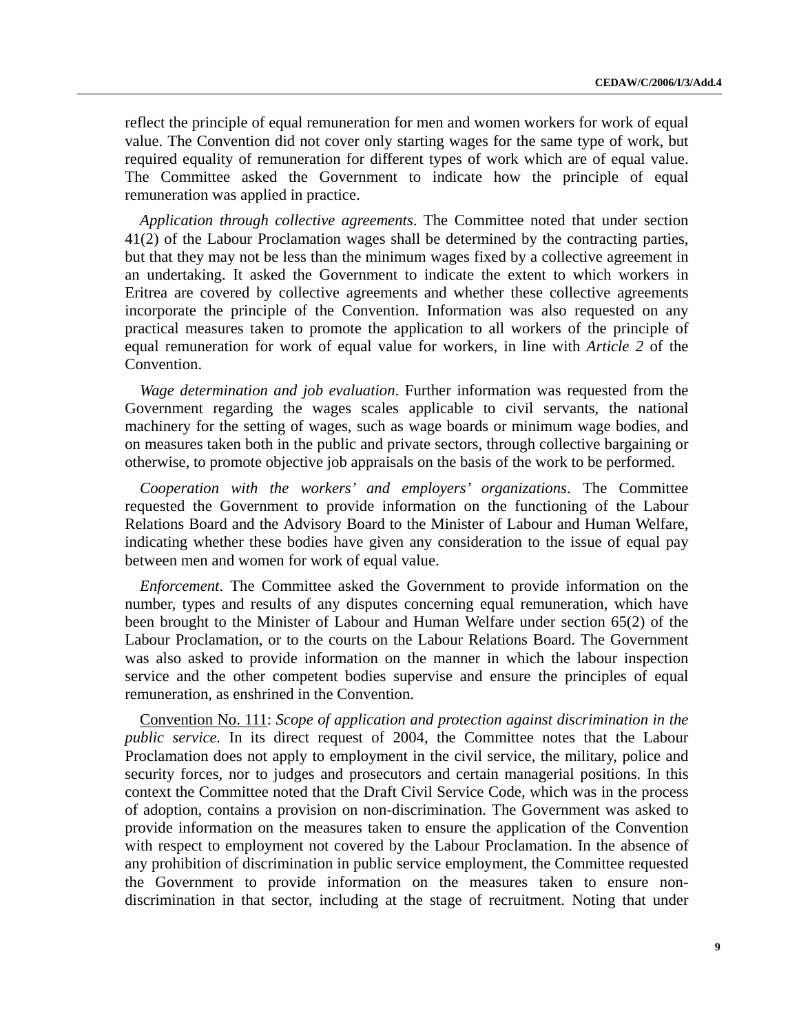reflect the principle of equal remuneration for men and women workers for work of equal value. The Convention did not cover only starting wages for the same type of work, but required equality of remuneration for different types of work which are of equal value. The Committee asked the Government to indicate how the principle of equal remuneration was applied in practice.

*Application through collective agreements*. The Committee noted that under section 41(2) of the Labour Proclamation wages shall be determined by the contracting parties, but that they may not be less than the minimum wages fixed by a collective agreement in an undertaking. It asked the Government to indicate the extent to which workers in Eritrea are covered by collective agreements and whether these collective agreements incorporate the principle of the Convention. Information was also requested on any practical measures taken to promote the application to all workers of the principle of equal remuneration for work of equal value for workers, in line with *Article 2* of the Convention.

*Wage determination and job evaluation*. Further information was requested from the Government regarding the wages scales applicable to civil servants, the national machinery for the setting of wages, such as wage boards or minimum wage bodies, and on measures taken both in the public and private sectors, through collective bargaining or otherwise, to promote objective job appraisals on the basis of the work to be performed.

*Cooperation with the workers' and employers' organizations*. The Committee requested the Government to provide information on the functioning of the Labour Relations Board and the Advisory Board to the Minister of Labour and Human Welfare, indicating whether these bodies have given any consideration to the issue of equal pay between men and women for work of equal value.

*Enforcement*. The Committee asked the Government to provide information on the number, types and results of any disputes concerning equal remuneration, which have been brought to the Minister of Labour and Human Welfare under section 65(2) of the Labour Proclamation, or to the courts on the Labour Relations Board. The Government was also asked to provide information on the manner in which the labour inspection service and the other competent bodies supervise and ensure the principles of equal remuneration, as enshrined in the Convention.

Convention No. 111: *Scope of application and protection against discrimination in the public service.* In its direct request of 2004, the Committee notes that the Labour Proclamation does not apply to employment in the civil service, the military, police and security forces, nor to judges and prosecutors and certain managerial positions. In this context the Committee noted that the Draft Civil Service Code, which was in the process of adoption, contains a provision on non-discrimination. The Government was asked to provide information on the measures taken to ensure the application of the Convention with respect to employment not covered by the Labour Proclamation. In the absence of any prohibition of discrimination in public service employment, the Committee requested the Government to provide information on the measures taken to ensure non-discrimination in that sector, including at the stage of recruitment. Noting that under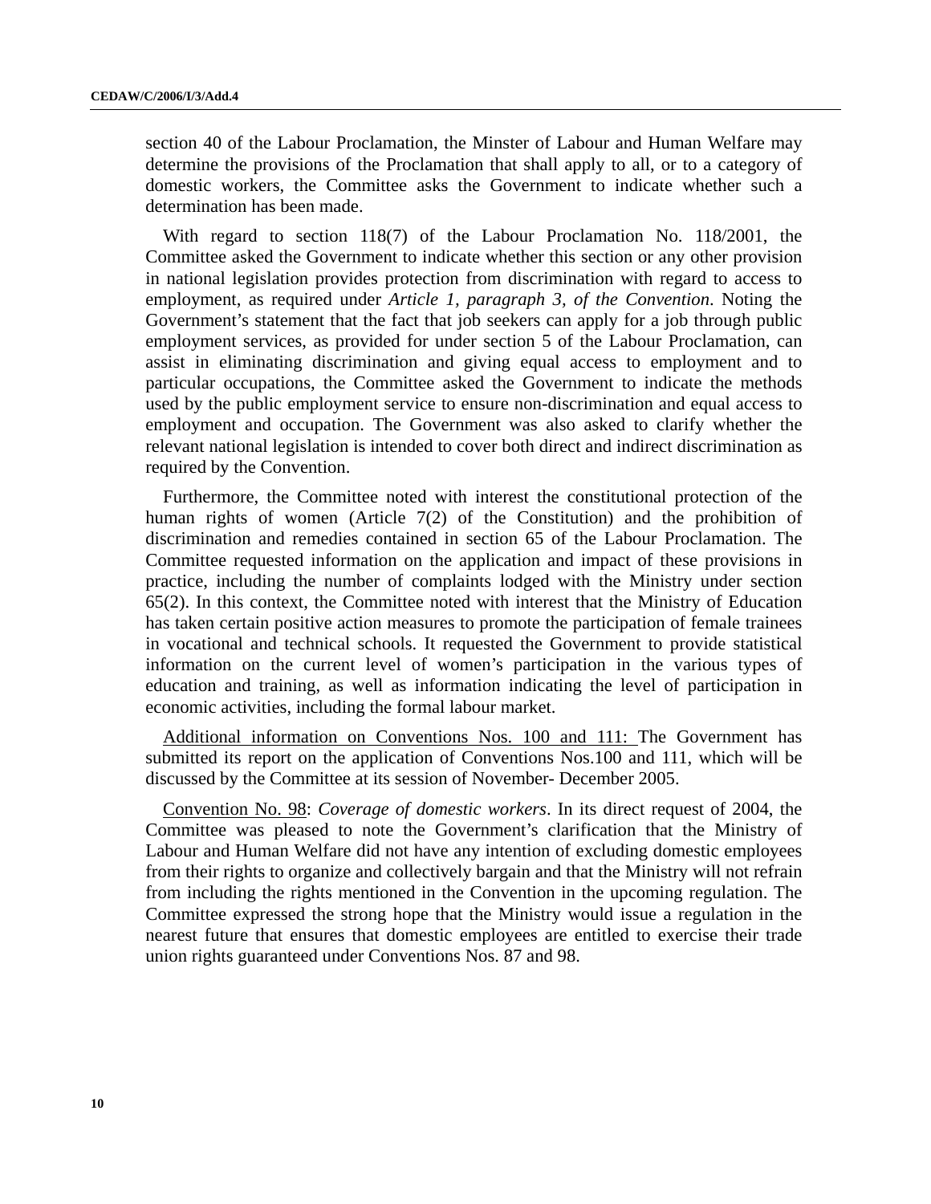section 40 of the Labour Proclamation, the Minster of Labour and Human Welfare may determine the provisions of the Proclamation that shall apply to all, or to a category of domestic workers, the Committee asks the Government to indicate whether such a determination has been made.

With regard to section 118(7) of the Labour Proclamation No. 118/2001, the Committee asked the Government to indicate whether this section or any other provision in national legislation provides protection from discrimination with regard to access to employment, as required under *Article 1, paragraph 3, of the Convention*. Noting the Government's statement that the fact that job seekers can apply for a job through public employment services, as provided for under section 5 of the Labour Proclamation, can assist in eliminating discrimination and giving equal access to employment and to particular occupations, the Committee asked the Government to indicate the methods used by the public employment service to ensure non-discrimination and equal access to employment and occupation. The Government was also asked to clarify whether the relevant national legislation is intended to cover both direct and indirect discrimination as required by the Convention.

Furthermore, the Committee noted with interest the constitutional protection of the human rights of women (Article 7(2) of the Constitution) and the prohibition of discrimination and remedies contained in section 65 of the Labour Proclamation. The Committee requested information on the application and impact of these provisions in practice, including the number of complaints lodged with the Ministry under section 65(2). In this context, the Committee noted with interest that the Ministry of Education has taken certain positive action measures to promote the participation of female trainees in vocational and technical schools. It requested the Government to provide statistical information on the current level of women's participation in the various types of education and training, as well as information indicating the level of participation in economic activities, including the formal labour market.

<u>Additional information on Conventions Nos. 100 and 111:</u> The Government has submitted its report on the application of Conventions Nos.100 and 111, which will be discussed by the Committee at its session of November- December 2005.

<u>Convention No. 98</u>: *Coverage of domestic workers*. In its direct request of 2004, the Committee was pleased to note the Government's clarification that the Ministry of Labour and Human Welfare did not have any intention of excluding domestic employees from their rights to organize and collectively bargain and that the Ministry will not refrain from including the rights mentioned in the Convention in the upcoming regulation. The Committee expressed the strong hope that the Ministry would issue a regulation in the nearest future that ensures that domestic employees are entitled to exercise their trade union rights guaranteed under Conventions Nos. 87 and 98.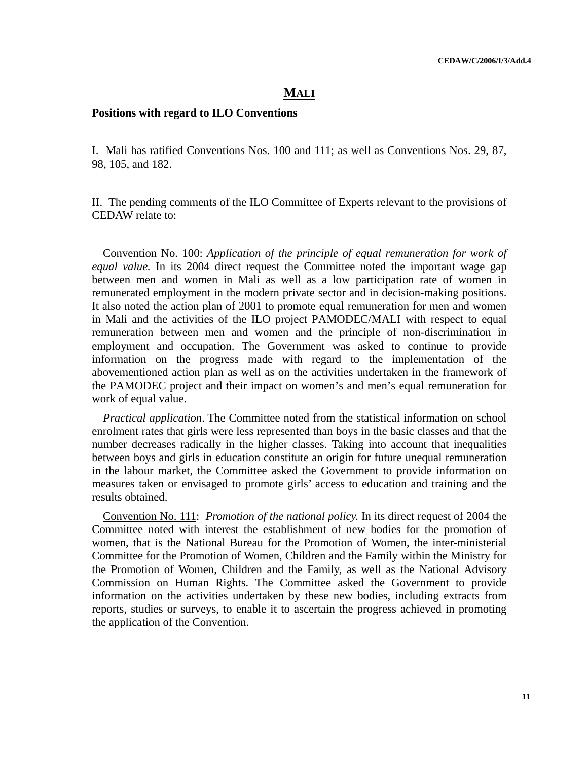# MALI

**Positions with regard to ILO Conventions**

I. Mali has ratified Conventions Nos. 100 and 111; as well as Conventions Nos. 29, 87, 98, 105, and 182.

II. The pending comments of the ILO Committee of Experts relevant to the provisions of CEDAW relate to:

Convention No. 100: *Application of the principle of equal remuneration for work of equal value.* In its 2004 direct request the Committee noted the important wage gap between men and women in Mali as well as a low participation rate of women in remunerated employment in the modern private sector and in decision-making positions. It also noted the action plan of 2001 to promote equal remuneration for men and women in Mali and the activities of the ILO project PAMODEC/MALI with respect to equal remuneration between men and women and the principle of non-discrimination in employment and occupation. The Government was asked to continue to provide information on the progress made with regard to the implementation of the abovementioned action plan as well as on the activities undertaken in the framework of the PAMODEC project and their impact on women's and men's equal remuneration for work of equal value.

*Practical application*. The Committee noted from the statistical information on school enrolment rates that girls were less represented than boys in the basic classes and that the number decreases radically in the higher classes. Taking into account that inequalities between boys and girls in education constitute an origin for future unequal remuneration in the labour market, the Committee asked the Government to provide information on measures taken or envisaged to promote girls' access to education and training and the results obtained.

Convention No. 111: *Promotion of the national policy.* In its direct request of 2004 the Committee noted with interest the establishment of new bodies for the promotion of women, that is the National Bureau for the Promotion of Women, the inter-ministerial Committee for the Promotion of Women, Children and the Family within the Ministry for the Promotion of Women, Children and the Family, as well as the National Advisory Commission on Human Rights. The Committee asked the Government to provide information on the activities undertaken by these new bodies, including extracts from reports, studies or surveys, to enable it to ascertain the progress achieved in promoting the application of the Convention.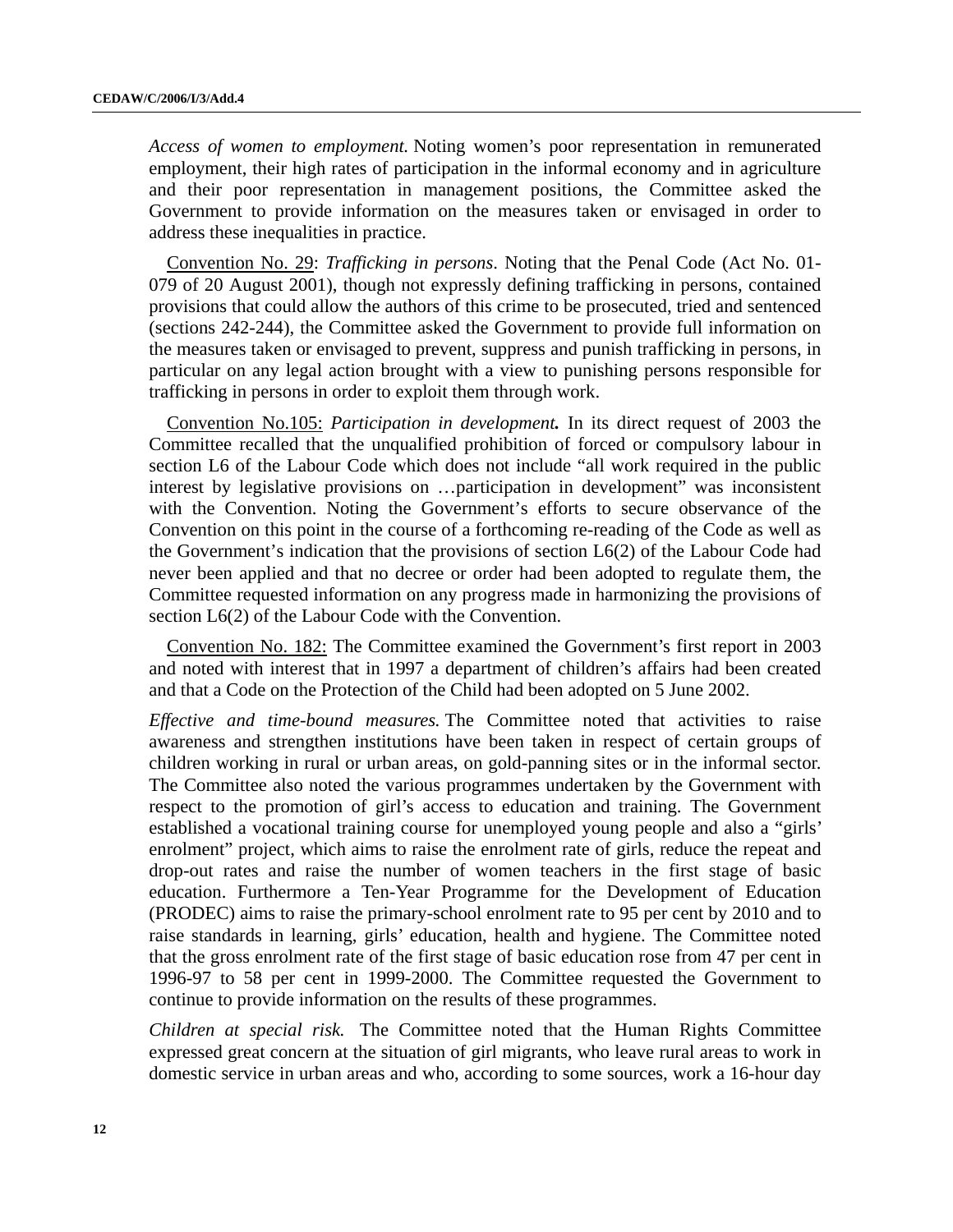*Access of women to employment.* Noting women's poor representation in remunerated employment, their high rates of participation in the informal economy and in agriculture and their poor representation in management positions, the Committee asked the Government to provide information on the measures taken or envisaged in order to address these inequalities in practice.

Convention No. 29: *Trafficking in persons*. Noting that the Penal Code (Act No. 01-079 of 20 August 2001), though not expressly defining trafficking in persons, contained provisions that could allow the authors of this crime to be prosecuted, tried and sentenced (sections 242-244), the Committee asked the Government to provide full information on the measures taken or envisaged to prevent, suppress and punish trafficking in persons, in particular on any legal action brought with a view to punishing persons responsible for trafficking in persons in order to exploit them through work.

Convention No.105: ***Participation in development.*** In its direct request of 2003 the Committee recalled that the unqualified prohibition of forced or compulsory labour in section L6 of the Labour Code which does not include "all work required in the public interest by legislative provisions on …participation in development" was inconsistent with the Convention. Noting the Government's efforts to secure observance of the Convention on this point in the course of a forthcoming re-reading of the Code as well as the Government's indication that the provisions of section L6(2) of the Labour Code had never been applied and that no decree or order had been adopted to regulate them, the Committee requested information on any progress made in harmonizing the provisions of section L6(2) of the Labour Code with the Convention.

Convention No. 182: The Committee examined the Government's first report in 2003 and noted with interest that in 1997 a department of children's affairs had been created and that a Code on the Protection of the Child had been adopted on 5 June 2002.

*Effective and time-bound measures.* The Committee noted that activities to raise awareness and strengthen institutions have been taken in respect of certain groups of children working in rural or urban areas, on gold-panning sites or in the informal sector. The Committee also noted the various programmes undertaken by the Government with respect to the promotion of girl's access to education and training. The Government established a vocational training course for unemployed young people and also a "girls' enrolment" project, which aims to raise the enrolment rate of girls, reduce the repeat and drop-out rates and raise the number of women teachers in the first stage of basic education. Furthermore a Ten-Year Programme for the Development of Education (PRODEC) aims to raise the primary-school enrolment rate to 95 per cent by 2010 and to raise standards in learning, girls' education, health and hygiene. The Committee noted that the gross enrolment rate of the first stage of basic education rose from 47 per cent in 1996-97 to 58 per cent in 1999-2000. The Committee requested the Government to continue to provide information on the results of these programmes.

*Children at special risk.* The Committee noted that the Human Rights Committee expressed great concern at the situation of girl migrants, who leave rural areas to work in domestic service in urban areas and who, according to some sources, work a 16-hour day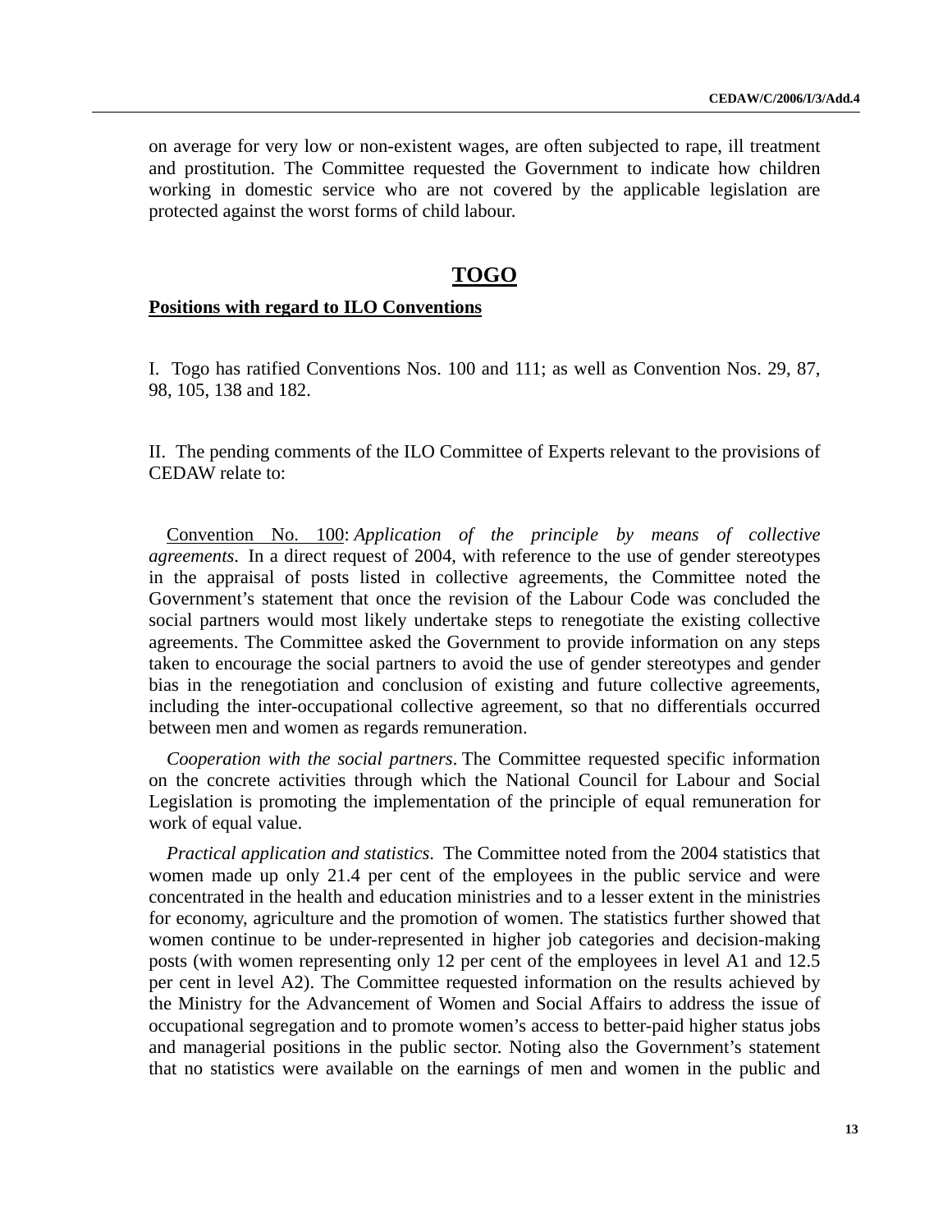on average for very low or non-existent wages, are often subjected to rape, ill treatment and prostitution. The Committee requested the Government to indicate how children working in domestic service who are not covered by the applicable legislation are protected against the worst forms of child labour.

## TOGO

### Positions with regard to ILO Conventions

I. Togo has ratified Conventions Nos. 100 and 111; as well as Convention Nos. 29, 87, 98, 105, 138 and 182.

II. The pending comments of the ILO Committee of Experts relevant to the provisions of CEDAW relate to:

Convention No. 100: *Application of the principle by means of collective agreements*. In a direct request of 2004, with reference to the use of gender stereotypes in the appraisal of posts listed in collective agreements, the Committee noted the Government's statement that once the revision of the Labour Code was concluded the social partners would most likely undertake steps to renegotiate the existing collective agreements. The Committee asked the Government to provide information on any steps taken to encourage the social partners to avoid the use of gender stereotypes and gender bias in the renegotiation and conclusion of existing and future collective agreements, including the inter-occupational collective agreement, so that no differentials occurred between men and women as regards remuneration.

*Cooperation with the social partners*. The Committee requested specific information on the concrete activities through which the National Council for Labour and Social Legislation is promoting the implementation of the principle of equal remuneration for work of equal value.

*Practical application and statistics*. The Committee noted from the 2004 statistics that women made up only 21.4 per cent of the employees in the public service and were concentrated in the health and education ministries and to a lesser extent in the ministries for economy, agriculture and the promotion of women. The statistics further showed that women continue to be under-represented in higher job categories and decision-making posts (with women representing only 12 per cent of the employees in level A1 and 12.5 per cent in level A2). The Committee requested information on the results achieved by the Ministry for the Advancement of Women and Social Affairs to address the issue of occupational segregation and to promote women's access to better-paid higher status jobs and managerial positions in the public sector. Noting also the Government's statement that no statistics were available on the earnings of men and women in the public and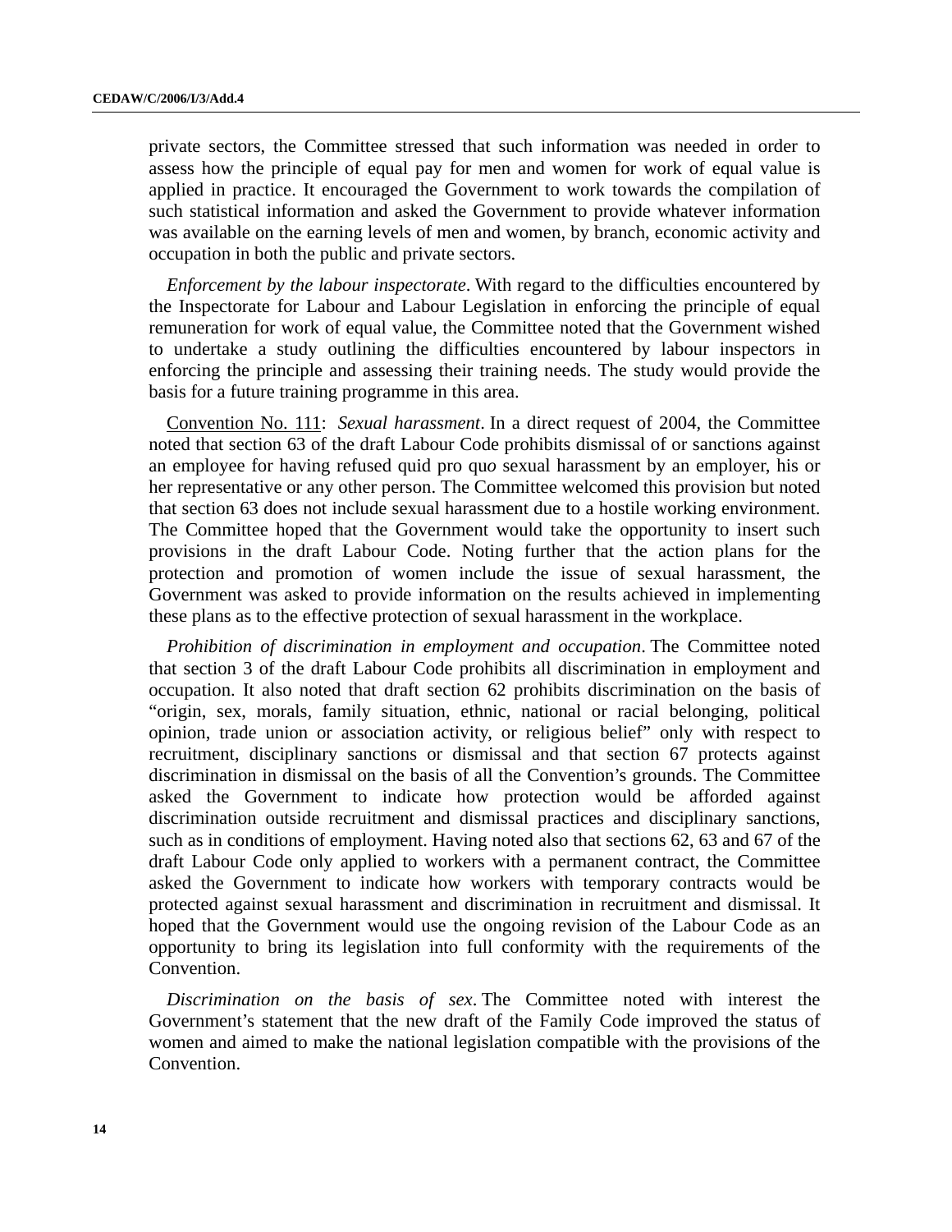private sectors, the Committee stressed that such information was needed in order to assess how the principle of equal pay for men and women for work of equal value is applied in practice. It encouraged the Government to work towards the compilation of such statistical information and asked the Government to provide whatever information was available on the earning levels of men and women, by branch, economic activity and occupation in both the public and private sectors.

*Enforcement by the labour inspectorate*. With regard to the difficulties encountered by the Inspectorate for Labour and Labour Legislation in enforcing the principle of equal remuneration for work of equal value, the Committee noted that the Government wished to undertake a study outlining the difficulties encountered by labour inspectors in enforcing the principle and assessing their training needs. The study would provide the basis for a future training programme in this area.

Convention No. 111: *Sexual harassment*. In a direct request of 2004, the Committee noted that section 63 of the draft Labour Code prohibits dismissal of or sanctions against an employee for having refused quid pro quo sexual harassment by an employer, his or her representative or any other person. The Committee welcomed this provision but noted that section 63 does not include sexual harassment due to a hostile working environment. The Committee hoped that the Government would take the opportunity to insert such provisions in the draft Labour Code. Noting further that the action plans for the protection and promotion of women include the issue of sexual harassment, the Government was asked to provide information on the results achieved in implementing these plans as to the effective protection of sexual harassment in the workplace.

*Prohibition of discrimination in employment and occupation*. The Committee noted that section 3 of the draft Labour Code prohibits all discrimination in employment and occupation. It also noted that draft section 62 prohibits discrimination on the basis of "origin, sex, morals, family situation, ethnic, national or racial belonging, political opinion, trade union or association activity, or religious belief" only with respect to recruitment, disciplinary sanctions or dismissal and that section 67 protects against discrimination in dismissal on the basis of all the Convention's grounds. The Committee asked the Government to indicate how protection would be afforded against discrimination outside recruitment and dismissal practices and disciplinary sanctions, such as in conditions of employment. Having noted also that sections 62, 63 and 67 of the draft Labour Code only applied to workers with a permanent contract, the Committee asked the Government to indicate how workers with temporary contracts would be protected against sexual harassment and discrimination in recruitment and dismissal. It hoped that the Government would use the ongoing revision of the Labour Code as an opportunity to bring its legislation into full conformity with the requirements of the Convention.

*Discrimination on the basis of sex*. The Committee noted with interest the Government's statement that the new draft of the Family Code improved the status of women and aimed to make the national legislation compatible with the provisions of the Convention.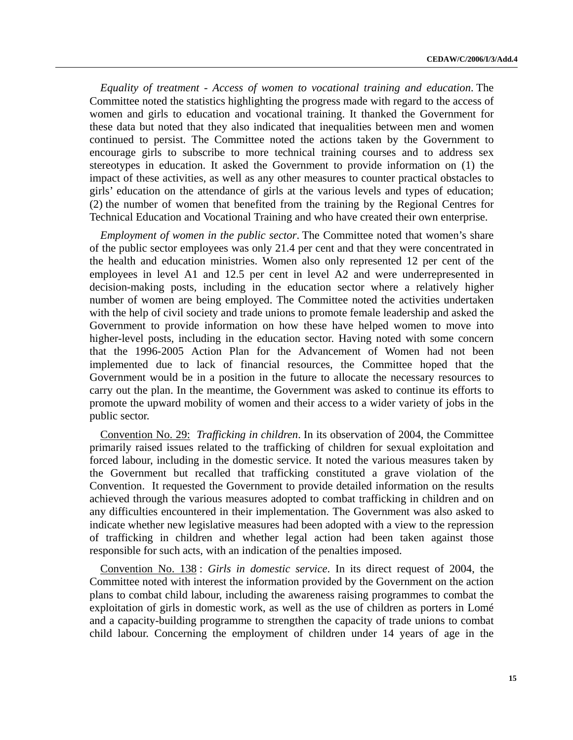*Equality of treatment - Access of women to vocational training and education*. The Committee noted the statistics highlighting the progress made with regard to the access of women and girls to education and vocational training. It thanked the Government for these data but noted that they also indicated that inequalities between men and women continued to persist. The Committee noted the actions taken by the Government to encourage girls to subscribe to more technical training courses and to address sex stereotypes in education. It asked the Government to provide information on (1) the impact of these activities, as well as any other measures to counter practical obstacles to girls' education on the attendance of girls at the various levels and types of education; (2) the number of women that benefited from the training by the Regional Centres for Technical Education and Vocational Training and who have created their own enterprise.

*Employment of women in the public sector*. The Committee noted that women's share of the public sector employees was only 21.4 per cent and that they were concentrated in the health and education ministries. Women also only represented 12 per cent of the employees in level A1 and 12.5 per cent in level A2 and were underrepresented in decision-making posts, including in the education sector where a relatively higher number of women are being employed. The Committee noted the activities undertaken with the help of civil society and trade unions to promote female leadership and asked the Government to provide information on how these have helped women to move into higher-level posts, including in the education sector. Having noted with some concern that the 1996-2005 Action Plan for the Advancement of Women had not been implemented due to lack of financial resources, the Committee hoped that the Government would be in a position in the future to allocate the necessary resources to carry out the plan. In the meantime, the Government was asked to continue its efforts to promote the upward mobility of women and their access to a wider variety of jobs in the public sector.

<u>Convention No. 29:</u> *Trafficking in children*. In its observation of 2004, the Committee primarily raised issues related to the trafficking of children for sexual exploitation and forced labour, including in the domestic service. It noted the various measures taken by the Government but recalled that trafficking constituted a grave violation of the Convention. It requested the Government to provide detailed information on the results achieved through the various measures adopted to combat trafficking in children and on any difficulties encountered in their implementation. The Government was also asked to indicate whether new legislative measures had been adopted with a view to the repression of trafficking in children and whether legal action had been taken against those responsible for such acts, with an indication of the penalties imposed.

<u>Convention No. 138</u> : *Girls in domestic service*. In its direct request of 2004, the Committee noted with interest the information provided by the Government on the action plans to combat child labour, including the awareness raising programmes to combat the exploitation of girls in domestic work, as well as the use of children as porters in Lomé and a capacity-building programme to strengthen the capacity of trade unions to combat child labour. Concerning the employment of children under 14 years of age in the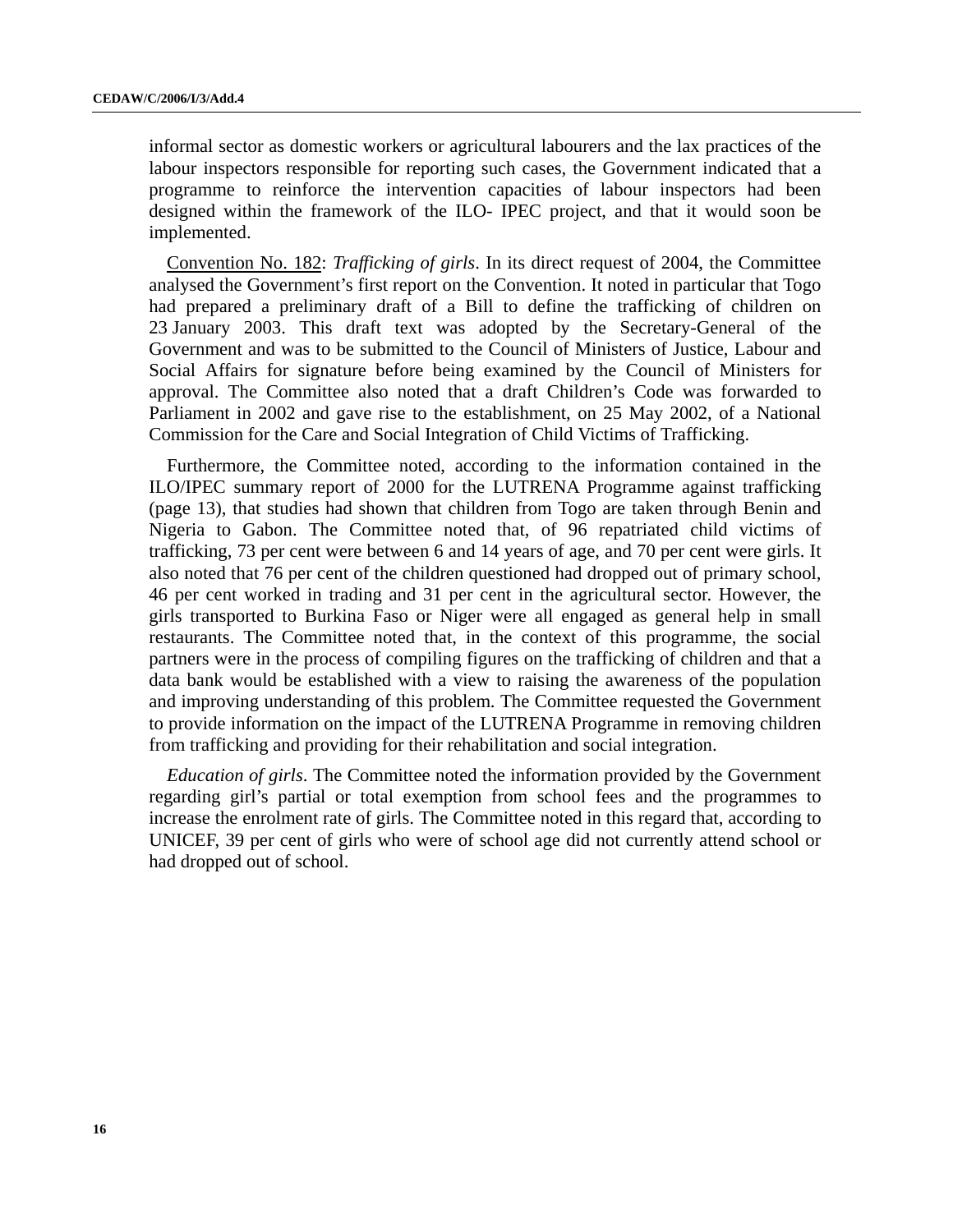informal sector as domestic workers or agricultural labourers and the lax practices of the labour inspectors responsible for reporting such cases, the Government indicated that a programme to reinforce the intervention capacities of labour inspectors had been designed within the framework of the ILO- IPEC project, and that it would soon be implemented.

Convention No. 182: *Trafficking of girls*. In its direct request of 2004, the Committee analysed the Government's first report on the Convention. It noted in particular that Togo had prepared a preliminary draft of a Bill to define the trafficking of children on 23 January 2003. This draft text was adopted by the Secretary-General of the Government and was to be submitted to the Council of Ministers of Justice, Labour and Social Affairs for signature before being examined by the Council of Ministers for approval. The Committee also noted that a draft Children's Code was forwarded to Parliament in 2002 and gave rise to the establishment, on 25 May 2002, of a National Commission for the Care and Social Integration of Child Victims of Trafficking.

Furthermore, the Committee noted, according to the information contained in the ILO/IPEC summary report of 2000 for the LUTRENA Programme against trafficking (page 13), that studies had shown that children from Togo are taken through Benin and Nigeria to Gabon. The Committee noted that, of 96 repatriated child victims of trafficking, 73 per cent were between 6 and 14 years of age, and 70 per cent were girls. It also noted that 76 per cent of the children questioned had dropped out of primary school, 46 per cent worked in trading and 31 per cent in the agricultural sector. However, the girls transported to Burkina Faso or Niger were all engaged as general help in small restaurants. The Committee noted that, in the context of this programme, the social partners were in the process of compiling figures on the trafficking of children and that a data bank would be established with a view to raising the awareness of the population and improving understanding of this problem. The Committee requested the Government to provide information on the impact of the LUTRENA Programme in removing children from trafficking and providing for their rehabilitation and social integration.

*Education of girls*. The Committee noted the information provided by the Government regarding girl's partial or total exemption from school fees and the programmes to increase the enrolment rate of girls. The Committee noted in this regard that, according to UNICEF, 39 per cent of girls who were of school age did not currently attend school or had dropped out of school.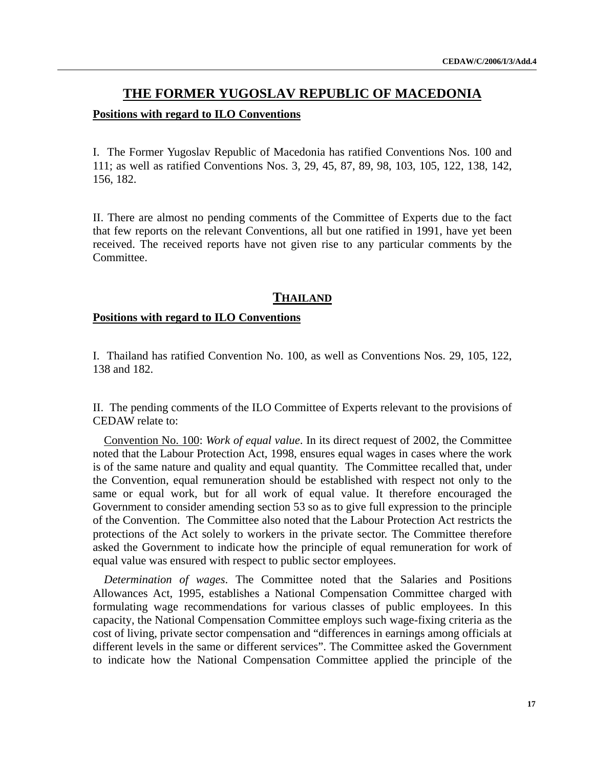## THE FORMER YUGOSLAV REPUBLIC OF MACEDONIA

**Positions with regard to ILO Conventions**

I. The Former Yugoslav Republic of Macedonia has ratified Conventions Nos. 100 and 111; as well as ratified Conventions Nos. 3, 29, 45, 87, 89, 98, 103, 105, 122, 138, 142, 156, 182.

II. There are almost no pending comments of the Committee of Experts due to the fact that few reports on the relevant Conventions, all but one ratified in 1991, have yet been received. The received reports have not given rise to any particular comments by the Committee.

## THAILAND

**Positions with regard to ILO Conventions**

I. Thailand has ratified Convention No. 100, as well as Conventions Nos. 29, 105, 122, 138 and 182.

II. The pending comments of the ILO Committee of Experts relevant to the provisions of CEDAW relate to:

Convention No. 100: *Work of equal value*. In its direct request of 2002, the Committee noted that the Labour Protection Act, 1998, ensures equal wages in cases where the work is of the same nature and quality and equal quantity. The Committee recalled that, under the Convention, equal remuneration should be established with respect not only to the same or equal work, but for all work of equal value. It therefore encouraged the Government to consider amending section 53 so as to give full expression to the principle of the Convention. The Committee also noted that the Labour Protection Act restricts the protections of the Act solely to workers in the private sector. The Committee therefore asked the Government to indicate how the principle of equal remuneration for work of equal value was ensured with respect to public sector employees.

*Determination of wages*. The Committee noted that the Salaries and Positions Allowances Act, 1995, establishes a National Compensation Committee charged with formulating wage recommendations for various classes of public employees. In this capacity, the National Compensation Committee employs such wage-fixing criteria as the cost of living, private sector compensation and "differences in earnings among officials at different levels in the same or different services". The Committee asked the Government to indicate how the National Compensation Committee applied the principle of the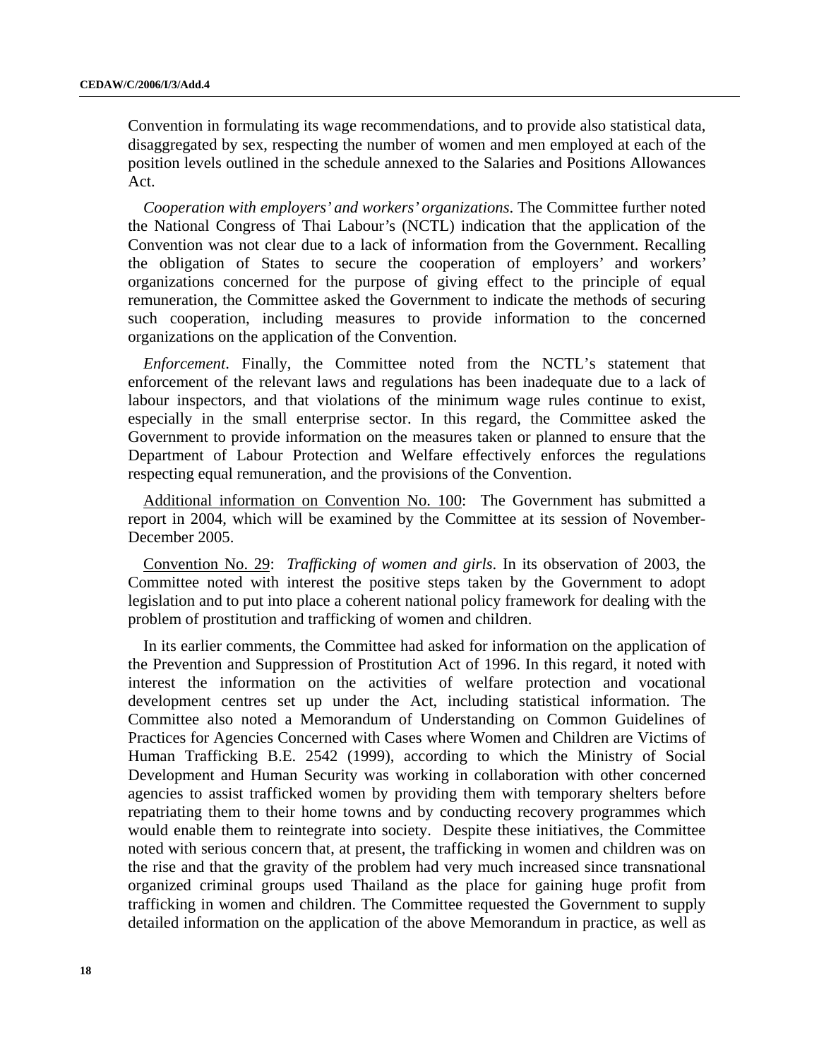Convention in formulating its wage recommendations, and to provide also statistical data, disaggregated by sex, respecting the number of women and men employed at each of the position levels outlined in the schedule annexed to the Salaries and Positions Allowances Act.

*Cooperation with employers' and workers' organizations*. The Committee further noted the National Congress of Thai Labour's (NCTL) indication that the application of the Convention was not clear due to a lack of information from the Government. Recalling the obligation of States to secure the cooperation of employers' and workers' organizations concerned for the purpose of giving effect to the principle of equal remuneration, the Committee asked the Government to indicate the methods of securing such cooperation, including measures to provide information to the concerned organizations on the application of the Convention.

*Enforcement*. Finally, the Committee noted from the NCTL's statement that enforcement of the relevant laws and regulations has been inadequate due to a lack of labour inspectors, and that violations of the minimum wage rules continue to exist, especially in the small enterprise sector. In this regard, the Committee asked the Government to provide information on the measures taken or planned to ensure that the Department of Labour Protection and Welfare effectively enforces the regulations respecting equal remuneration, and the provisions of the Convention.

<u>Additional information on Convention No. 100</u>: The Government has submitted a report in 2004, which will be examined by the Committee at its session of November-December 2005.

<u>Convention No. 29</u>: *Trafficking of women and girls*. In its observation of 2003, the Committee noted with interest the positive steps taken by the Government to adopt legislation and to put into place a coherent national policy framework for dealing with the problem of prostitution and trafficking of women and children.

In its earlier comments, the Committee had asked for information on the application of the Prevention and Suppression of Prostitution Act of 1996. In this regard, it noted with interest the information on the activities of welfare protection and vocational development centres set up under the Act, including statistical information. The Committee also noted a Memorandum of Understanding on Common Guidelines of Practices for Agencies Concerned with Cases where Women and Children are Victims of Human Trafficking B.E. 2542 (1999), according to which the Ministry of Social Development and Human Security was working in collaboration with other concerned agencies to assist trafficked women by providing them with temporary shelters before repatriating them to their home towns and by conducting recovery programmes which would enable them to reintegrate into society. Despite these initiatives, the Committee noted with serious concern that, at present, the trafficking in women and children was on the rise and that the gravity of the problem had very much increased since transnational organized criminal groups used Thailand as the place for gaining huge profit from trafficking in women and children. The Committee requested the Government to supply detailed information on the application of the above Memorandum in practice, as well as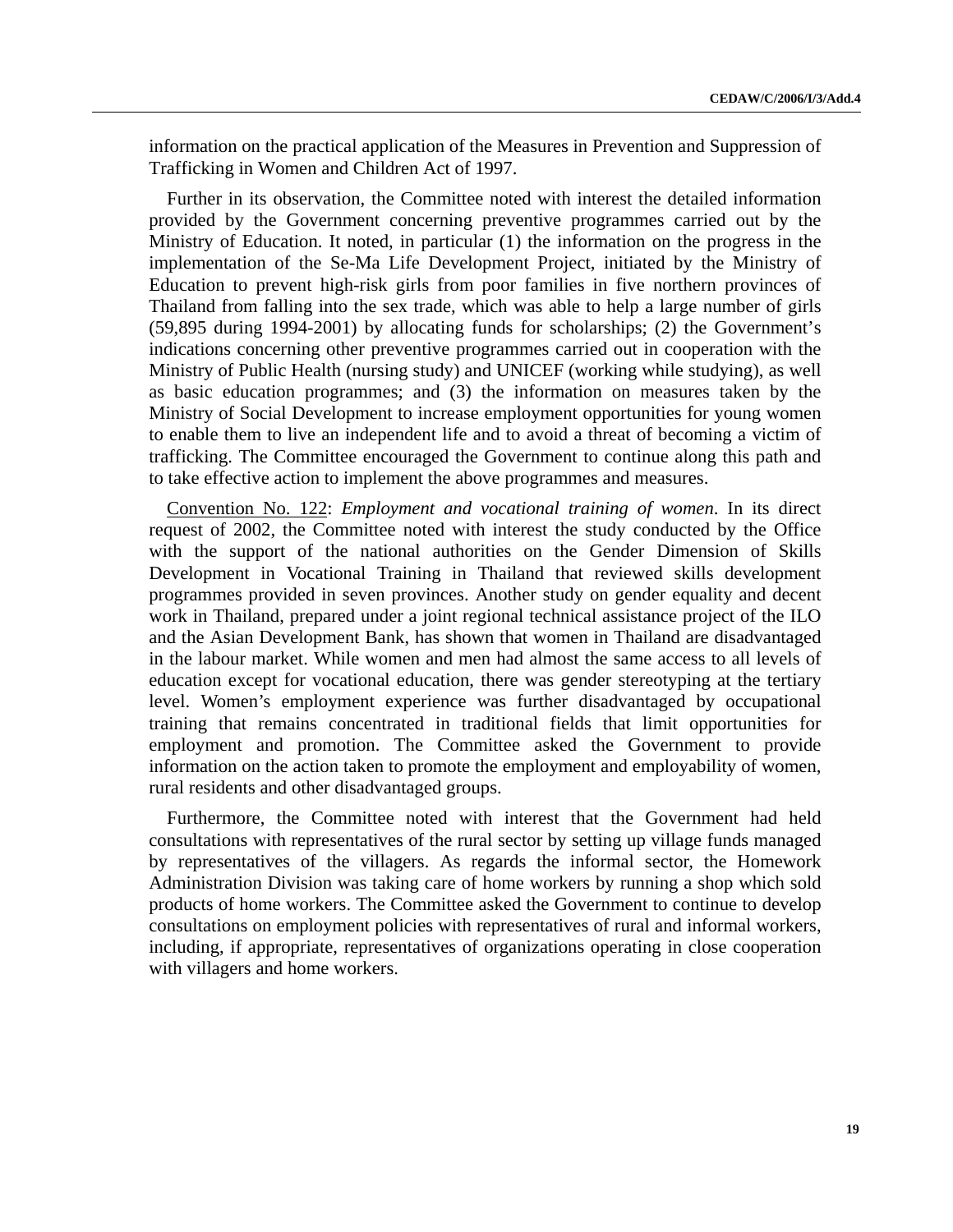information on the practical application of the Measures in Prevention and Suppression of Trafficking in Women and Children Act of 1997.

Further in its observation, the Committee noted with interest the detailed information provided by the Government concerning preventive programmes carried out by the Ministry of Education. It noted, in particular (1) the information on the progress in the implementation of the Se-Ma Life Development Project, initiated by the Ministry of Education to prevent high-risk girls from poor families in five northern provinces of Thailand from falling into the sex trade, which was able to help a large number of girls (59,895 during 1994-2001) by allocating funds for scholarships; (2) the Government's indications concerning other preventive programmes carried out in cooperation with the Ministry of Public Health (nursing study) and UNICEF (working while studying), as well as basic education programmes; and (3) the information on measures taken by the Ministry of Social Development to increase employment opportunities for young women to enable them to live an independent life and to avoid a threat of becoming a victim of trafficking. The Committee encouraged the Government to continue along this path and to take effective action to implement the above programmes and measures.

Convention No. 122: *Employment and vocational training of women*. In its direct request of 2002, the Committee noted with interest the study conducted by the Office with the support of the national authorities on the Gender Dimension of Skills Development in Vocational Training in Thailand that reviewed skills development programmes provided in seven provinces. Another study on gender equality and decent work in Thailand, prepared under a joint regional technical assistance project of the ILO and the Asian Development Bank, has shown that women in Thailand are disadvantaged in the labour market. While women and men had almost the same access to all levels of education except for vocational education, there was gender stereotyping at the tertiary level. Women's employment experience was further disadvantaged by occupational training that remains concentrated in traditional fields that limit opportunities for employment and promotion. The Committee asked the Government to provide information on the action taken to promote the employment and employability of women, rural residents and other disadvantaged groups.

Furthermore, the Committee noted with interest that the Government had held consultations with representatives of the rural sector by setting up village funds managed by representatives of the villagers. As regards the informal sector, the Homework Administration Division was taking care of home workers by running a shop which sold products of home workers. The Committee asked the Government to continue to develop consultations on employment policies with representatives of rural and informal workers, including, if appropriate, representatives of organizations operating in close cooperation with villagers and home workers.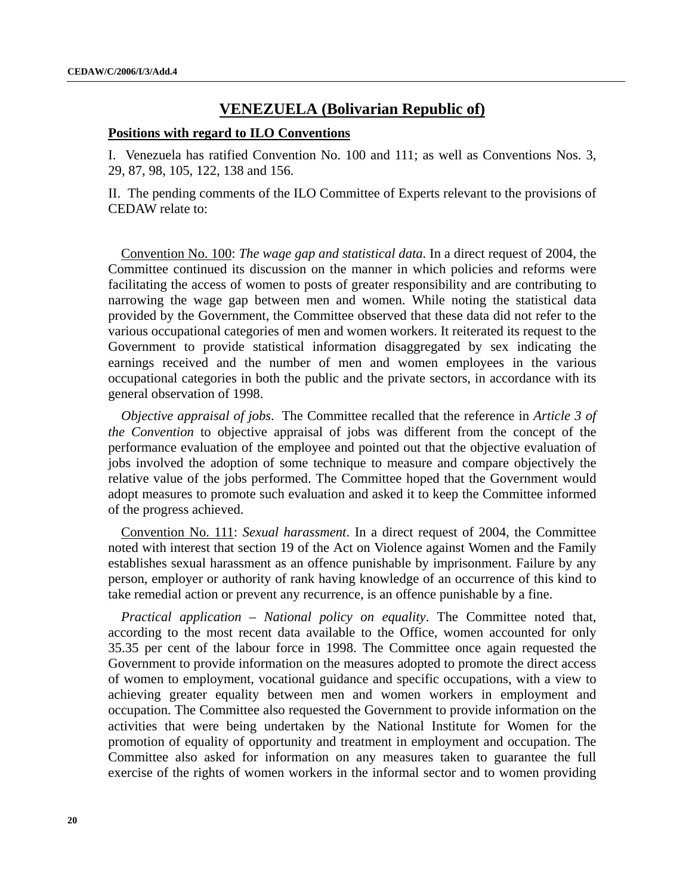## VENEZUELA (Bolivarian Republic of)

**Positions with regard to ILO Conventions**

I. Venezuela has ratified Convention No. 100 and 111; as well as Conventions Nos. 3, 29, 87, 98, 105, 122, 138 and 156.

II. The pending comments of the ILO Committee of Experts relevant to the provisions of CEDAW relate to:

Convention No. 100: *The wage gap and statistical data*. In a direct request of 2004, the Committee continued its discussion on the manner in which policies and reforms were facilitating the access of women to posts of greater responsibility and are contributing to narrowing the wage gap between men and women. While noting the statistical data provided by the Government, the Committee observed that these data did not refer to the various occupational categories of men and women workers. It reiterated its request to the Government to provide statistical information disaggregated by sex indicating the earnings received and the number of men and women employees in the various occupational categories in both the public and the private sectors, in accordance with its general observation of 1998.

*Objective appraisal of jobs*. The Committee recalled that the reference in *Article 3 of the Convention* to objective appraisal of jobs was different from the concept of the performance evaluation of the employee and pointed out that the objective evaluation of jobs involved the adoption of some technique to measure and compare objectively the relative value of the jobs performed. The Committee hoped that the Government would adopt measures to promote such evaluation and asked it to keep the Committee informed of the progress achieved.

Convention No. 111: *Sexual harassment*. In a direct request of 2004, the Committee noted with interest that section 19 of the Act on Violence against Women and the Family establishes sexual harassment as an offence punishable by imprisonment. Failure by any person, employer or authority of rank having knowledge of an occurrence of this kind to take remedial action or prevent any recurrence, is an offence punishable by a fine.

*Practical application – National policy on equality*. The Committee noted that, according to the most recent data available to the Office, women accounted for only 35.35 per cent of the labour force in 1998. The Committee once again requested the Government to provide information on the measures adopted to promote the direct access of women to employment, vocational guidance and specific occupations, with a view to achieving greater equality between men and women workers in employment and occupation. The Committee also requested the Government to provide information on the activities that were being undertaken by the National Institute for Women for the promotion of equality of opportunity and treatment in employment and occupation. The Committee also asked for information on any measures taken to guarantee the full exercise of the rights of women workers in the informal sector and to women providing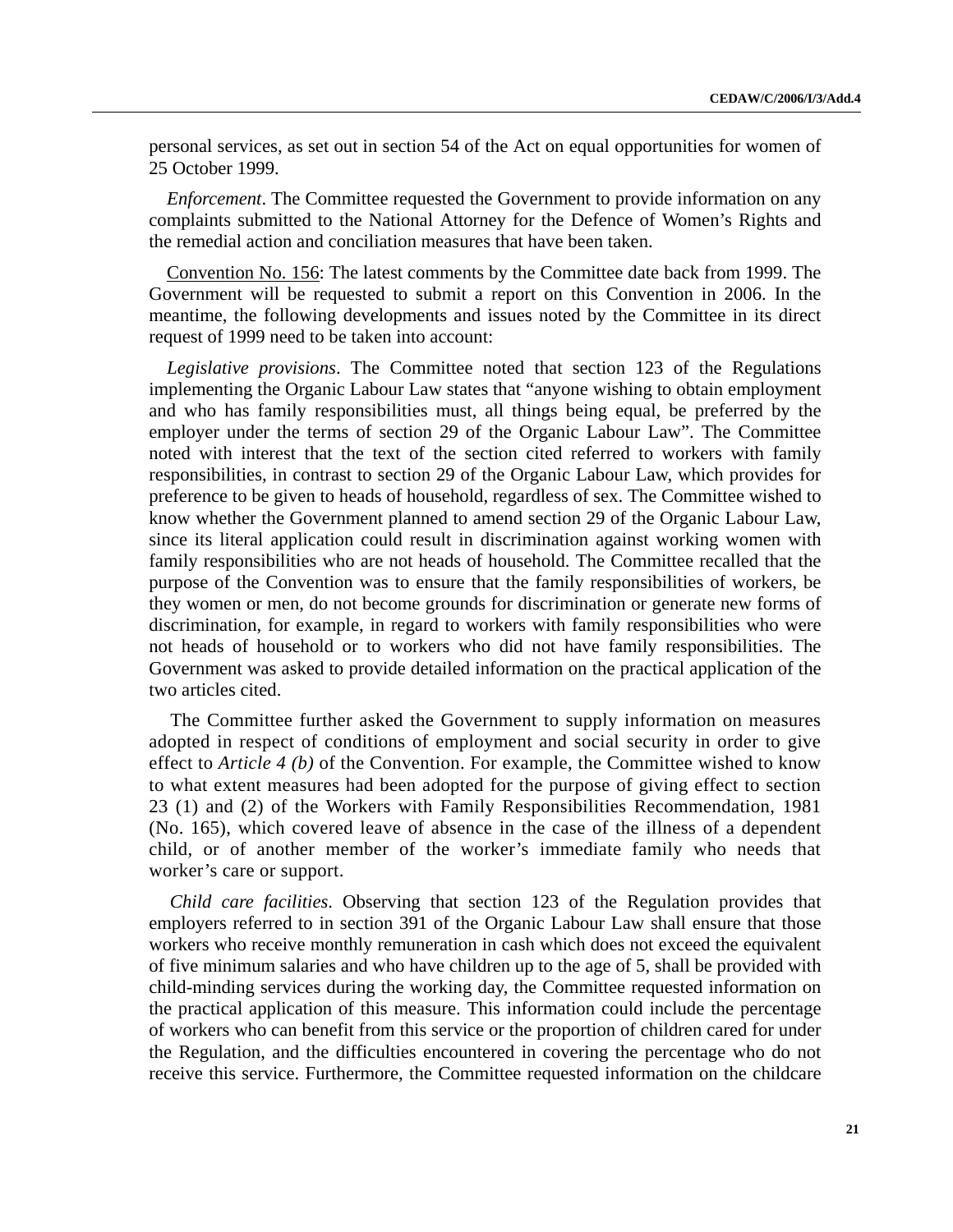personal services, as set out in section 54 of the Act on equal opportunities for women of 25 October 1999.

*Enforcement*. The Committee requested the Government to provide information on any complaints submitted to the National Attorney for the Defence of Women's Rights and the remedial action and conciliation measures that have been taken.

Convention No. 156: The latest comments by the Committee date back from 1999. The Government will be requested to submit a report on this Convention in 2006. In the meantime, the following developments and issues noted by the Committee in its direct request of 1999 need to be taken into account:

*Legislative provisions*. The Committee noted that section 123 of the Regulations implementing the Organic Labour Law states that "anyone wishing to obtain employment and who has family responsibilities must, all things being equal, be preferred by the employer under the terms of section 29 of the Organic Labour Law". The Committee noted with interest that the text of the section cited referred to workers with family responsibilities, in contrast to section 29 of the Organic Labour Law, which provides for preference to be given to heads of household, regardless of sex. The Committee wished to know whether the Government planned to amend section 29 of the Organic Labour Law, since its literal application could result in discrimination against working women with family responsibilities who are not heads of household. The Committee recalled that the purpose of the Convention was to ensure that the family responsibilities of workers, be they women or men, do not become grounds for discrimination or generate new forms of discrimination, for example, in regard to workers with family responsibilities who were not heads of household or to workers who did not have family responsibilities. The Government was asked to provide detailed information on the practical application of the two articles cited.

The Committee further asked the Government to supply information on measures adopted in respect of conditions of employment and social security in order to give effect to *Article 4 (b)* of the Convention. For example, the Committee wished to know to what extent measures had been adopted for the purpose of giving effect to section 23 (1) and (2) of the Workers with Family Responsibilities Recommendation, 1981 (No. 165), which covered leave of absence in the case of the illness of a dependent child, or of another member of the worker's immediate family who needs that worker's care or support.

*Child care facilities*. Observing that section 123 of the Regulation provides that employers referred to in section 391 of the Organic Labour Law shall ensure that those workers who receive monthly remuneration in cash which does not exceed the equivalent of five minimum salaries and who have children up to the age of 5, shall be provided with child-minding services during the working day, the Committee requested information on the practical application of this measure. This information could include the percentage of workers who can benefit from this service or the proportion of children cared for under the Regulation, and the difficulties encountered in covering the percentage who do not receive this service. Furthermore, the Committee requested information on the childcare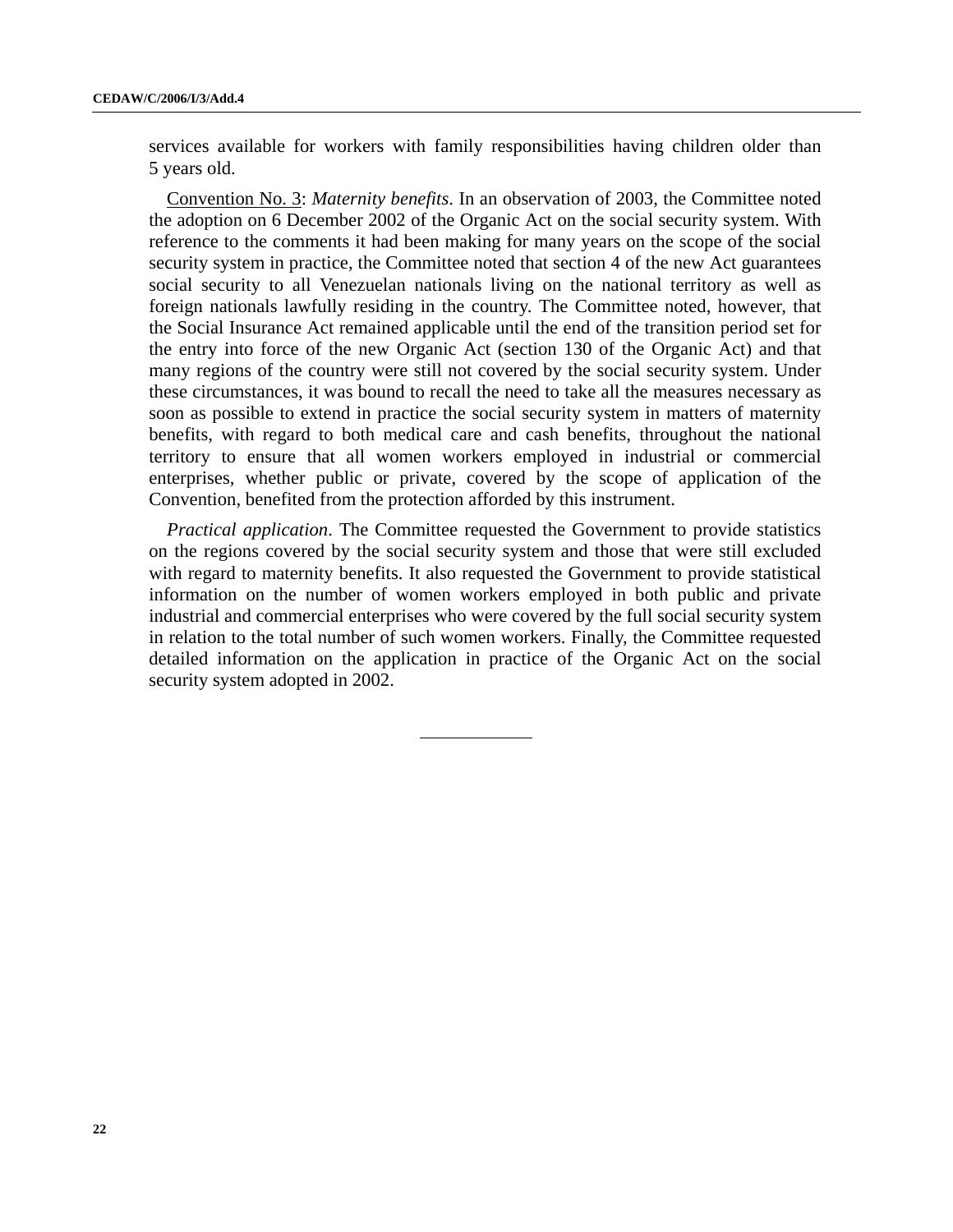services available for workers with family responsibilities having children older than 5 years old.

Convention No. 3: *Maternity benefits*. In an observation of 2003, the Committee noted the adoption on 6 December 2002 of the Organic Act on the social security system. With reference to the comments it had been making for many years on the scope of the social security system in practice, the Committee noted that section 4 of the new Act guarantees social security to all Venezuelan nationals living on the national territory as well as foreign nationals lawfully residing in the country. The Committee noted, however, that the Social Insurance Act remained applicable until the end of the transition period set for the entry into force of the new Organic Act (section 130 of the Organic Act) and that many regions of the country were still not covered by the social security system. Under these circumstances, it was bound to recall the need to take all the measures necessary as soon as possible to extend in practice the social security system in matters of maternity benefits, with regard to both medical care and cash benefits, throughout the national territory to ensure that all women workers employed in industrial or commercial enterprises, whether public or private, covered by the scope of application of the Convention, benefited from the protection afforded by this instrument.

*Practical application*. The Committee requested the Government to provide statistics on the regions covered by the social security system and those that were still excluded with regard to maternity benefits. It also requested the Government to provide statistical information on the number of women workers employed in both public and private industrial and commercial enterprises who were covered by the full social security system in relation to the total number of such women workers. Finally, the Committee requested detailed information on the application in practice of the Organic Act on the social security system adopted in 2002.